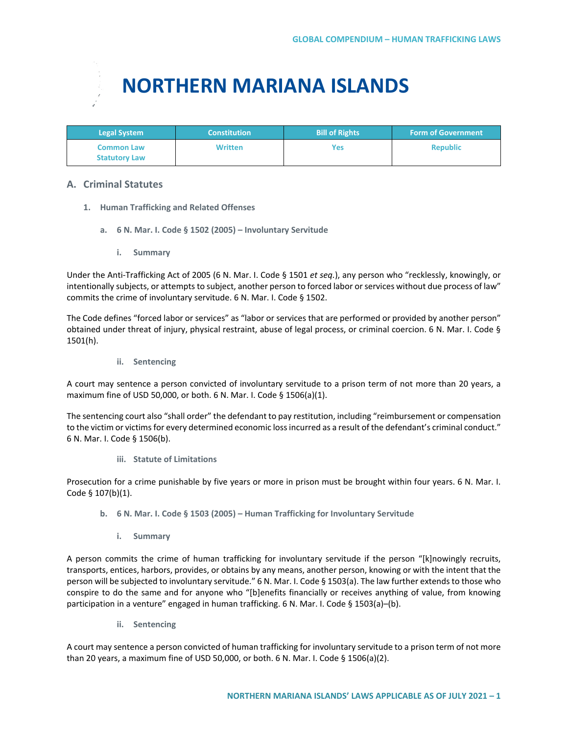# NORTHERN MARIANA ISLANDS

| Legal System | Constitution | Bill of Rights | Form of Government |
|---|---|---|---|
| Common Law<br>Statutory Law | Written | Yes | Republic |

## A. Criminal Statutes

### 1. Human Trafficking and Related Offenses

#### a. 6 N. Mar. I. Code § 1502 (2005) – Involuntary Servitude

##### i. Summary

Under the Anti-Trafficking Act of 2005 (6 N. Mar. I. Code § 1501 *et seq.*), any person who "recklessly, knowingly, or intentionally subjects, or attempts to subject, another person to forced labor or services without due process of law" commits the crime of involuntary servitude. 6 N. Mar. I. Code § 1502.

The Code defines "forced labor or services" as "labor or services that are performed or provided by another person" obtained under threat of injury, physical restraint, abuse of legal process, or criminal coercion. 6 N. Mar. I. Code § 1501(h).

##### ii. Sentencing

A court may sentence a person convicted of involuntary servitude to a prison term of not more than 20 years, a maximum fine of USD 50,000, or both. 6 N. Mar. I. Code § 1506(a)(1).

The sentencing court also "shall order" the defendant to pay restitution, including "reimbursement or compensation to the victim or victims for every determined economic loss incurred as a result of the defendant's criminal conduct." 6 N. Mar. I. Code § 1506(b).

##### iii. Statute of Limitations

Prosecution for a crime punishable by five years or more in prison must be brought within four years. 6 N. Mar. I. Code § 107(b)(1).

#### b. 6 N. Mar. I. Code § 1503 (2005) – Human Trafficking for Involuntary Servitude

##### i. Summary

A person commits the crime of human trafficking for involuntary servitude if the person "[k]nowingly recruits, transports, entices, harbors, provides, or obtains by any means, another person, knowing or with the intent that the person will be subjected to involuntary servitude." 6 N. Mar. I. Code § 1503(a). The law further extends to those who conspire to do the same and for anyone who "[b]enefits financially or receives anything of value, from knowing participation in a venture" engaged in human trafficking. 6 N. Mar. I. Code § 1503(a)–(b).

##### ii. Sentencing

A court may sentence a person convicted of human trafficking for involuntary servitude to a prison term of not more than 20 years, a maximum fine of USD 50,000, or both. 6 N. Mar. I. Code § 1506(a)(2).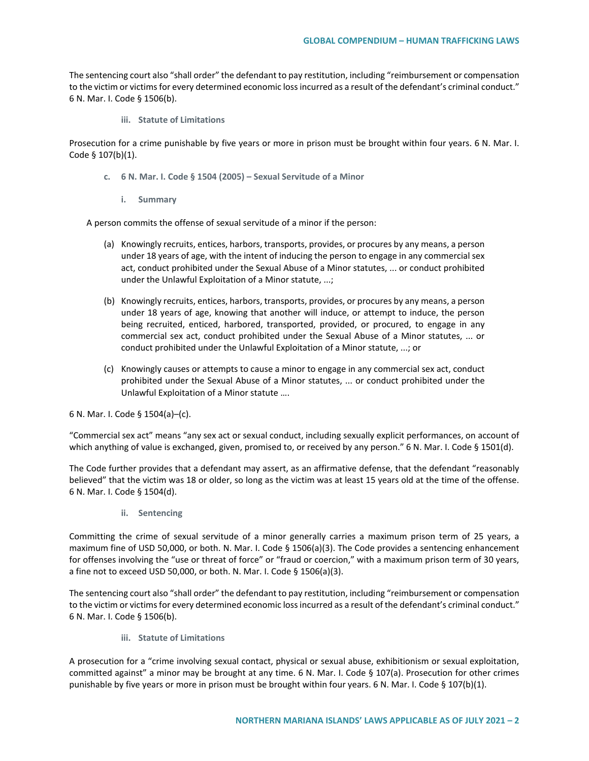The sentencing court also "shall order" the defendant to pay restitution, including "reimbursement or compensation to the victim or victims for every determined economic loss incurred as a result of the defendant's criminal conduct." 6 N. Mar. I. Code § 1506(b).

##### iii. Statute of Limitations

Prosecution for a crime punishable by five years or more in prison must be brought within four years. 6 N. Mar. I. Code § 107(b)(1).

#### c. 6 N. Mar. I. Code § 1504 (2005) – Sexual Servitude of a Minor

##### i. Summary

A person commits the offense of sexual servitude of a minor if the person:

(a) Knowingly recruits, entices, harbors, transports, provides, or procures by any means, a person under 18 years of age, with the intent of inducing the person to engage in any commercial sex act, conduct prohibited under the Sexual Abuse of a Minor statutes, ... or conduct prohibited under the Unlawful Exploitation of a Minor statute, ...;

(b) Knowingly recruits, entices, harbors, transports, provides, or procures by any means, a person under 18 years of age, knowing that another will induce, or attempt to induce, the person being recruited, enticed, harbored, transported, provided, or procured, to engage in any commercial sex act, conduct prohibited under the Sexual Abuse of a Minor statutes, ... or conduct prohibited under the Unlawful Exploitation of a Minor statute, ...; or

(c) Knowingly causes or attempts to cause a minor to engage in any commercial sex act, conduct prohibited under the Sexual Abuse of a Minor statutes, ... or conduct prohibited under the Unlawful Exploitation of a Minor statute ....

6 N. Mar. I. Code § 1504(a)–(c).

"Commercial sex act" means "any sex act or sexual conduct, including sexually explicit performances, on account of which anything of value is exchanged, given, promised to, or received by any person." 6 N. Mar. I. Code § 1501(d).

The Code further provides that a defendant may assert, as an affirmative defense, that the defendant "reasonably believed" that the victim was 18 or older, so long as the victim was at least 15 years old at the time of the offense. 6 N. Mar. I. Code § 1504(d).

##### ii. Sentencing

Committing the crime of sexual servitude of a minor generally carries a maximum prison term of 25 years, a maximum fine of USD 50,000, or both. N. Mar. I. Code § 1506(a)(3). The Code provides a sentencing enhancement for offenses involving the "use or threat of force" or "fraud or coercion," with a maximum prison term of 30 years, a fine not to exceed USD 50,000, or both. N. Mar. I. Code § 1506(a)(3).

The sentencing court also "shall order" the defendant to pay restitution, including "reimbursement or compensation to the victim or victims for every determined economic loss incurred as a result of the defendant's criminal conduct." 6 N. Mar. I. Code § 1506(b).

##### iii. Statute of Limitations

A prosecution for a "crime involving sexual contact, physical or sexual abuse, exhibitionism or sexual exploitation, committed against" a minor may be brought at any time. 6 N. Mar. I. Code § 107(a). Prosecution for other crimes punishable by five years or more in prison must be brought within four years. 6 N. Mar. I. Code § 107(b)(1).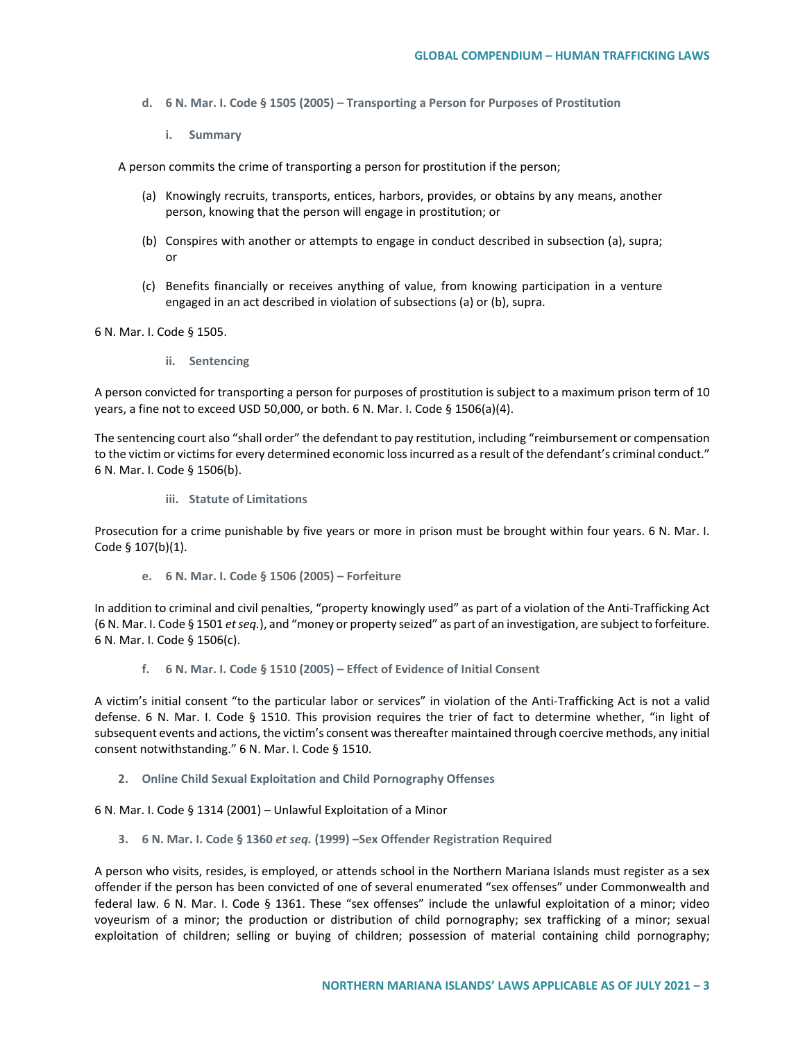#### d. 6 N. Mar. I. Code § 1505 (2005) – Transporting a Person for Purposes of Prostitution

##### i. Summary

A person commits the crime of transporting a person for prostitution if the person;

(a) Knowingly recruits, transports, entices, harbors, provides, or obtains by any means, another person, knowing that the person will engage in prostitution; or

(b) Conspires with another or attempts to engage in conduct described in subsection (a), supra; or

(c) Benefits financially or receives anything of value, from knowing participation in a venture engaged in an act described in violation of subsections (a) or (b), supra.

6 N. Mar. I. Code § 1505.

##### ii. Sentencing

A person convicted for transporting a person for purposes of prostitution is subject to a maximum prison term of 10 years, a fine not to exceed USD 50,000, or both. 6 N. Mar. I. Code § 1506(a)(4).

The sentencing court also "shall order" the defendant to pay restitution, including "reimbursement or compensation to the victim or victims for every determined economic loss incurred as a result of the defendant's criminal conduct." 6 N. Mar. I. Code § 1506(b).

##### iii. Statute of Limitations

Prosecution for a crime punishable by five years or more in prison must be brought within four years. 6 N. Mar. I. Code § 107(b)(1).

#### e. 6 N. Mar. I. Code § 1506 (2005) – Forfeiture

In addition to criminal and civil penalties, "property knowingly used" as part of a violation of the Anti-Trafficking Act (6 N. Mar. I. Code § 1501 *et seq.*), and "money or property seized" as part of an investigation, are subject to forfeiture. 6 N. Mar. I. Code § 1506(c).

#### f. 6 N. Mar. I. Code § 1510 (2005) – Effect of Evidence of Initial Consent

A victim's initial consent "to the particular labor or services" in violation of the Anti-Trafficking Act is not a valid defense. 6 N. Mar. I. Code § 1510. This provision requires the trier of fact to determine whether, "in light of subsequent events and actions, the victim's consent was thereafter maintained through coercive methods, any initial consent notwithstanding." 6 N. Mar. I. Code § 1510.

### 2. Online Child Sexual Exploitation and Child Pornography Offenses

6 N. Mar. I. Code § 1314 (2001) – Unlawful Exploitation of a Minor

### 3. 6 N. Mar. I. Code § 1360 *et seq.* (1999) –Sex Offender Registration Required

A person who visits, resides, is employed, or attends school in the Northern Mariana Islands must register as a sex offender if the person has been convicted of one of several enumerated "sex offenses" under Commonwealth and federal law. 6 N. Mar. I. Code § 1361. These "sex offenses" include the unlawful exploitation of a minor; video voyeurism of a minor; the production or distribution of child pornography; sex trafficking of a minor; sexual exploitation of children; selling or buying of children; possession of material containing child pornography;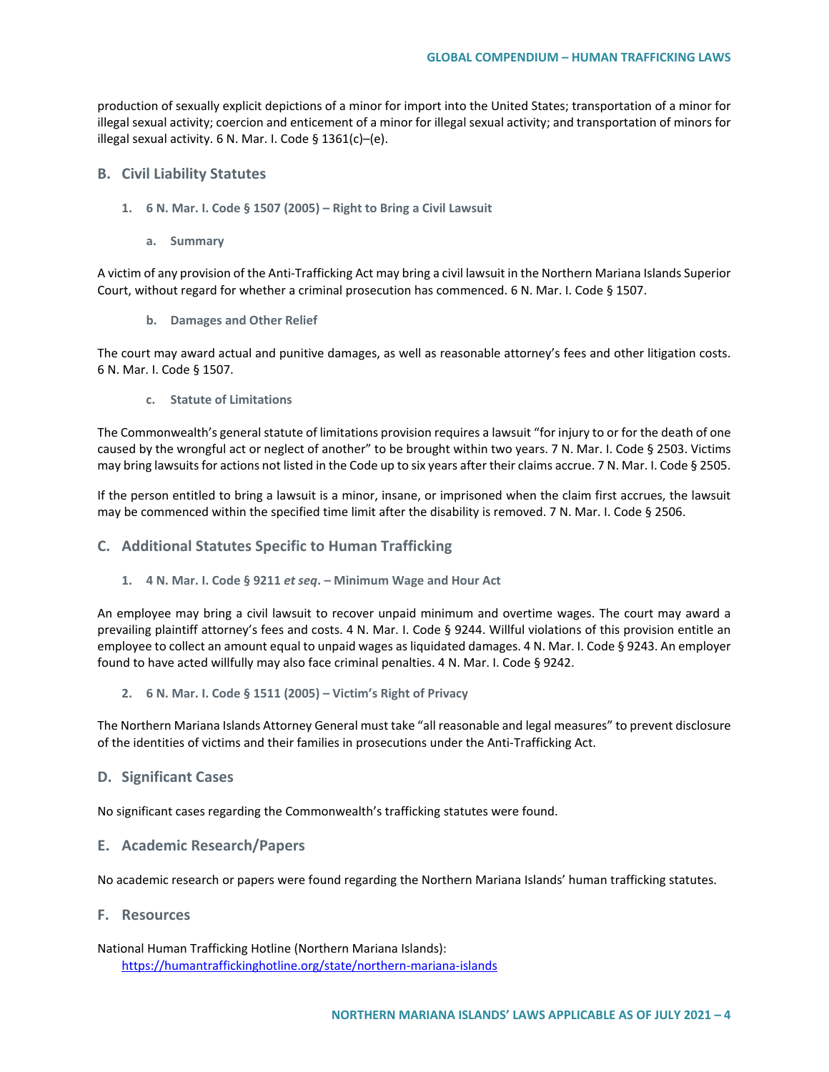production of sexually explicit depictions of a minor for import into the United States; transportation of a minor for illegal sexual activity; coercion and enticement of a minor for illegal sexual activity; and transportation of minors for illegal sexual activity. 6 N. Mar. I. Code § 1361(c)–(e).

## B. Civil Liability Statutes

### 1. 6 N. Mar. I. Code § 1507 (2005) – Right to Bring a Civil Lawsuit

#### a. Summary

A victim of any provision of the Anti-Trafficking Act may bring a civil lawsuit in the Northern Mariana Islands Superior Court, without regard for whether a criminal prosecution has commenced. 6 N. Mar. I. Code § 1507.

#### b. Damages and Other Relief

The court may award actual and punitive damages, as well as reasonable attorney's fees and other litigation costs. 6 N. Mar. I. Code § 1507.

#### c. Statute of Limitations

The Commonwealth's general statute of limitations provision requires a lawsuit "for injury to or for the death of one caused by the wrongful act or neglect of another" to be brought within two years. 7 N. Mar. I. Code § 2503. Victims may bring lawsuits for actions not listed in the Code up to six years after their claims accrue. 7 N. Mar. I. Code § 2505.

If the person entitled to bring a lawsuit is a minor, insane, or imprisoned when the claim first accrues, the lawsuit may be commenced within the specified time limit after the disability is removed. 7 N. Mar. I. Code § 2506.

## C. Additional Statutes Specific to Human Trafficking

### 1. 4 N. Mar. I. Code § 9211 *et seq*. – Minimum Wage and Hour Act

An employee may bring a civil lawsuit to recover unpaid minimum and overtime wages. The court may award a prevailing plaintiff attorney's fees and costs. 4 N. Mar. I. Code § 9244. Willful violations of this provision entitle an employee to collect an amount equal to unpaid wages as liquidated damages. 4 N. Mar. I. Code § 9243. An employer found to have acted willfully may also face criminal penalties. 4 N. Mar. I. Code § 9242.

### 2. 6 N. Mar. I. Code § 1511 (2005) – Victim's Right of Privacy

The Northern Mariana Islands Attorney General must take "all reasonable and legal measures" to prevent disclosure of the identities of victims and their families in prosecutions under the Anti-Trafficking Act.

## D. Significant Cases

No significant cases regarding the Commonwealth's trafficking statutes were found.

## E. Academic Research/Papers

No academic research or papers were found regarding the Northern Mariana Islands' human trafficking statutes.

## F. Resources

National Human Trafficking Hotline (Northern Mariana Islands):
https://humantraffickinghotline.org/state/northern-mariana-islands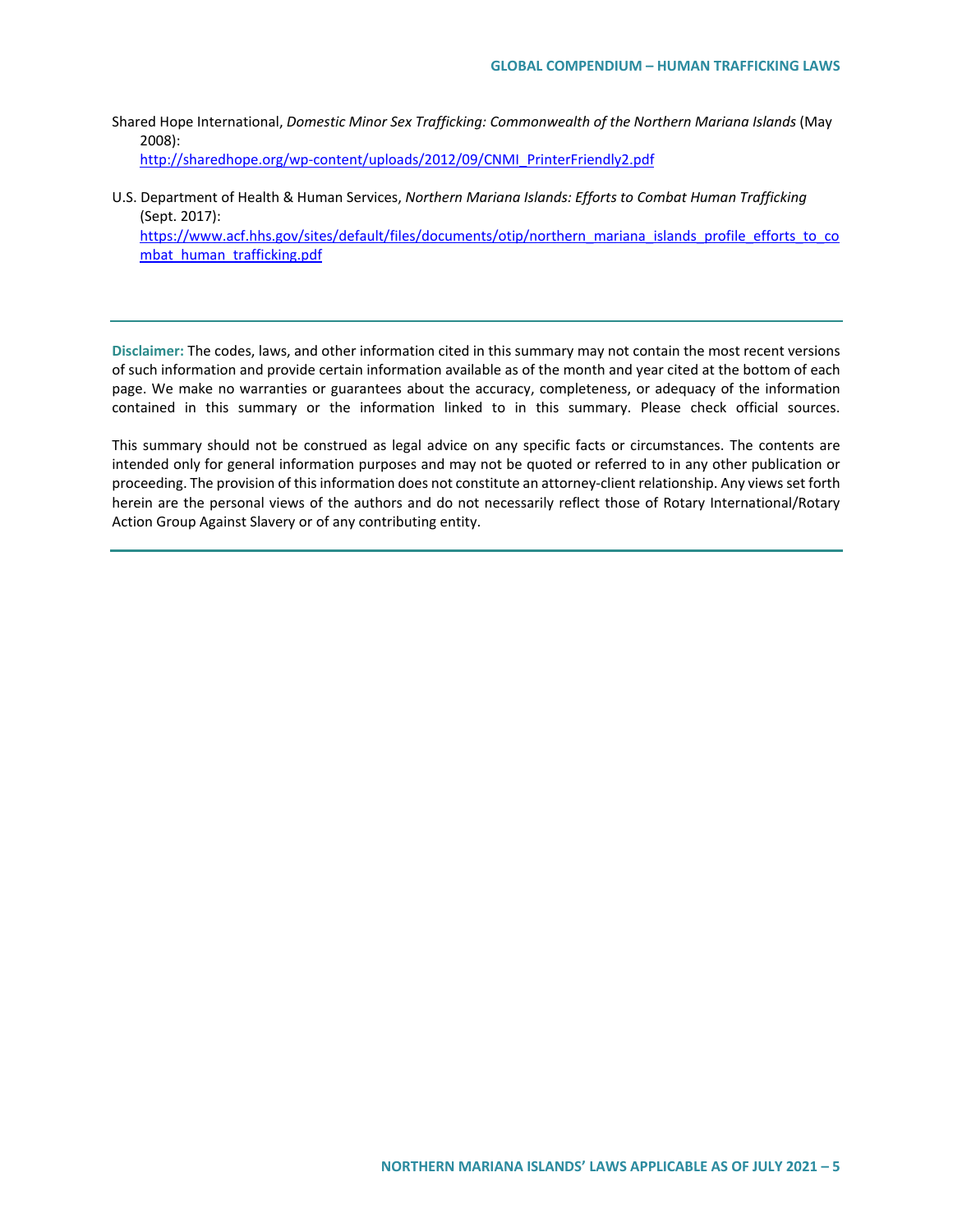Shared Hope International, *Domestic Minor Sex Trafficking: Commonwealth of the Northern Mariana Islands* (May 2008):
http://sharedhope.org/wp-content/uploads/2012/09/CNMI_PrinterFriendly2.pdf

U.S. Department of Health & Human Services, *Northern Mariana Islands: Efforts to Combat Human Trafficking* (Sept. 2017):
https://www.acf.hhs.gov/sites/default/files/documents/otip/northern_mariana_islands_profile_efforts_to_combat_human_trafficking.pdf

---

**Disclaimer:** The codes, laws, and other information cited in this summary may not contain the most recent versions of such information and provide certain information available as of the month and year cited at the bottom of each page. We make no warranties or guarantees about the accuracy, completeness, or adequacy of the information contained in this summary or the information linked to in this summary. Please check official sources.

This summary should not be construed as legal advice on any specific facts or circumstances. The contents are intended only for general information purposes and may not be quoted or referred to in any other publication or proceeding. The provision of this information does not constitute an attorney-client relationship. Any views set forth herein are the personal views of the authors and do not necessarily reflect those of Rotary International/Rotary Action Group Against Slavery or of any contributing entity.

---